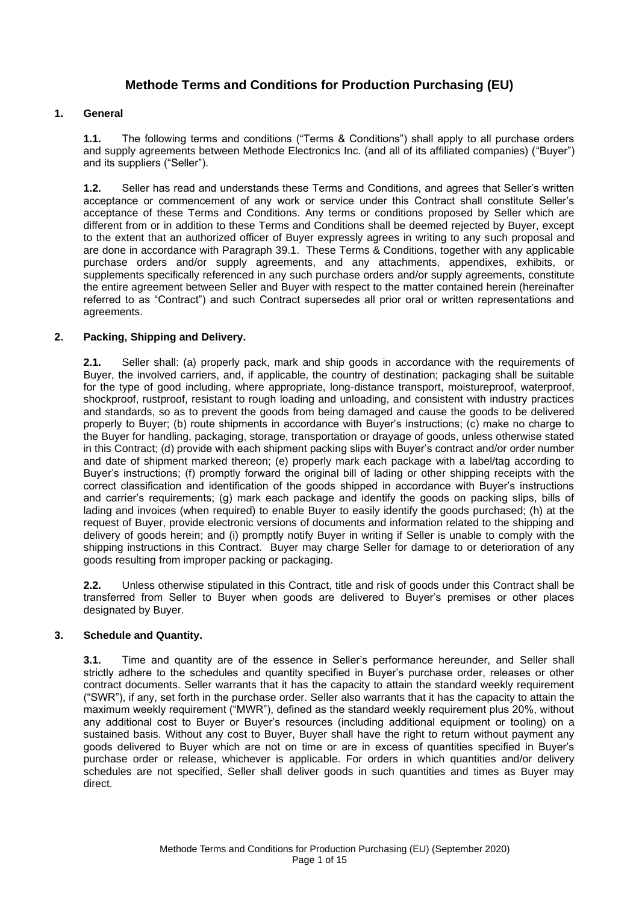# Methode Terms and Conditions for Production Purchasing (EU)

## 1. General

**1.1.** The following terms and conditions ("Terms & Conditions") shall apply to all purchase orders and supply agreements between Methode Electronics Inc. (and all of its affiliated companies) ("Buyer") and its suppliers ("Seller").

**1.2.** Seller has read and understands these Terms and Conditions, and agrees that Seller's written acceptance or commencement of any work or service under this Contract shall constitute Seller's acceptance of these Terms and Conditions. Any terms or conditions proposed by Seller which are different from or in addition to these Terms and Conditions shall be deemed rejected by Buyer, except to the extent that an authorized officer of Buyer expressly agrees in writing to any such proposal and are done in accordance with Paragraph 39.1. These Terms & Conditions, together with any applicable purchase orders and/or supply agreements, and any attachments, appendixes, exhibits, or supplements specifically referenced in any such purchase orders and/or supply agreements, constitute the entire agreement between Seller and Buyer with respect to the matter contained herein (hereinafter referred to as "Contract") and such Contract supersedes all prior oral or written representations and agreements.

## 2. Packing, Shipping and Delivery.

**2.1.** Seller shall: (a) properly pack, mark and ship goods in accordance with the requirements of Buyer, the involved carriers, and, if applicable, the country of destination; packaging shall be suitable for the type of good including, where appropriate, long-distance transport, moistureproof, waterproof, shockproof, rustproof, resistant to rough loading and unloading, and consistent with industry practices and standards, so as to prevent the goods from being damaged and cause the goods to be delivered properly to Buyer; (b) route shipments in accordance with Buyer's instructions; (c) make no charge to the Buyer for handling, packaging, storage, transportation or drayage of goods, unless otherwise stated in this Contract; (d) provide with each shipment packing slips with Buyer's contract and/or order number and date of shipment marked thereon; (e) properly mark each package with a label/tag according to Buyer's instructions; (f) promptly forward the original bill of lading or other shipping receipts with the correct classification and identification of the goods shipped in accordance with Buyer's instructions and carrier's requirements; (g) mark each package and identify the goods on packing slips, bills of lading and invoices (when required) to enable Buyer to easily identify the goods purchased; (h) at the request of Buyer, provide electronic versions of documents and information related to the shipping and delivery of goods herein; and (i) promptly notify Buyer in writing if Seller is unable to comply with the shipping instructions in this Contract. Buyer may charge Seller for damage to or deterioration of any goods resulting from improper packing or packaging.

**2.2.** Unless otherwise stipulated in this Contract, title and risk of goods under this Contract shall be transferred from Seller to Buyer when goods are delivered to Buyer's premises or other places designated by Buyer.

## 3. Schedule and Quantity.

**3.1.** Time and quantity are of the essence in Seller's performance hereunder, and Seller shall strictly adhere to the schedules and quantity specified in Buyer's purchase order, releases or other contract documents. Seller warrants that it has the capacity to attain the standard weekly requirement ("SWR"), if any, set forth in the purchase order. Seller also warrants that it has the capacity to attain the maximum weekly requirement ("MWR"), defined as the standard weekly requirement plus 20%, without any additional cost to Buyer or Buyer's resources (including additional equipment or tooling) on a sustained basis. Without any cost to Buyer, Buyer shall have the right to return without payment any goods delivered to Buyer which are not on time or are in excess of quantities specified in Buyer's purchase order or release, whichever is applicable. For orders in which quantities and/or delivery schedules are not specified, Seller shall deliver goods in such quantities and times as Buyer may direct.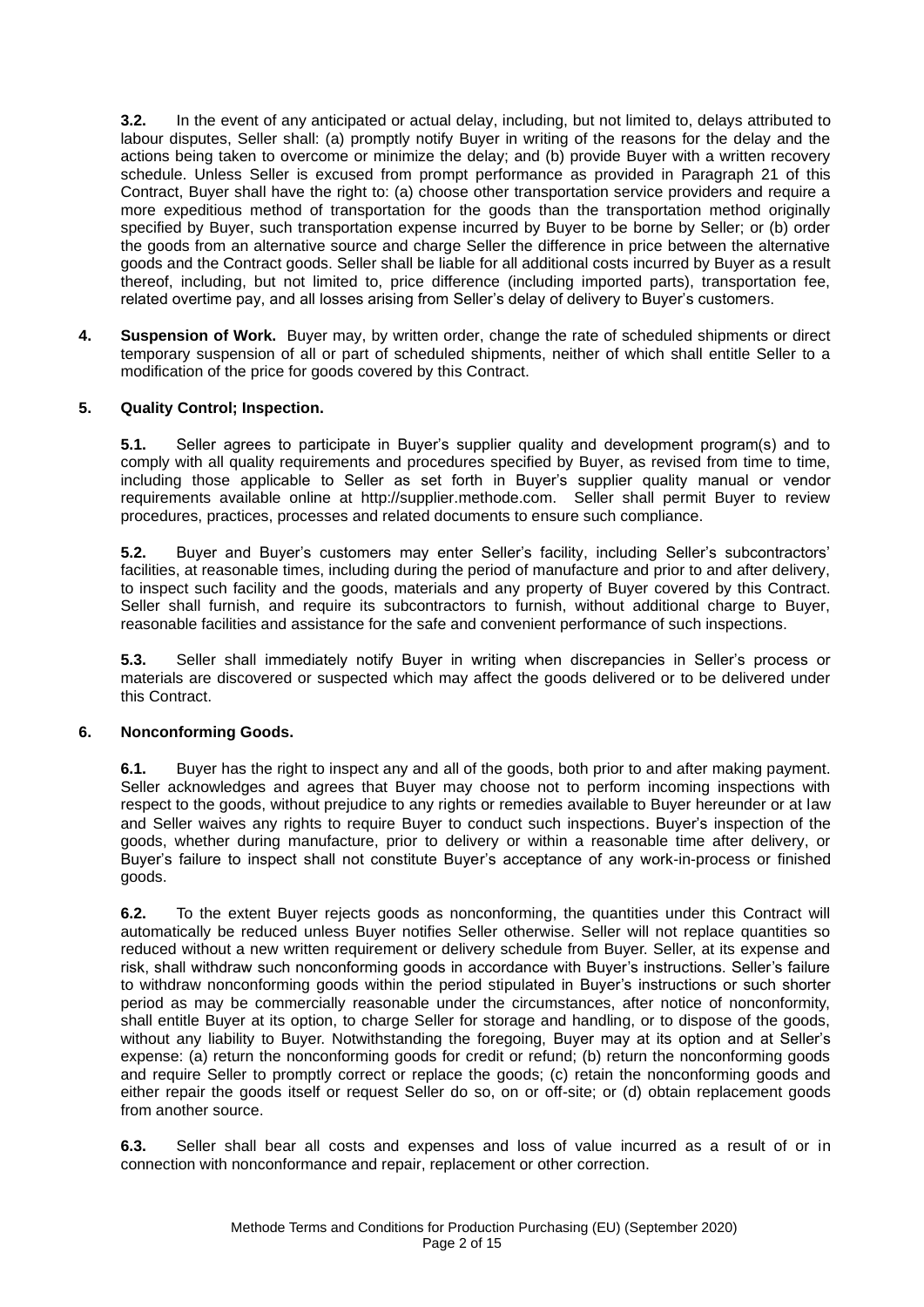**3.2.** In the event of any anticipated or actual delay, including, but not limited to, delays attributed to labour disputes, Seller shall: (a) promptly notify Buyer in writing of the reasons for the delay and the actions being taken to overcome or minimize the delay; and (b) provide Buyer with a written recovery schedule. Unless Seller is excused from prompt performance as provided in Paragraph 21 of this Contract, Buyer shall have the right to: (a) choose other transportation service providers and require a more expeditious method of transportation for the goods than the transportation method originally specified by Buyer, such transportation expense incurred by Buyer to be borne by Seller; or (b) order the goods from an alternative source and charge Seller the difference in price between the alternative goods and the Contract goods. Seller shall be liable for all additional costs incurred by Buyer as a result thereof, including, but not limited to, price difference (including imported parts), transportation fee, related overtime pay, and all losses arising from Seller's delay of delivery to Buyer's customers.

**4. Suspension of Work.** Buyer may, by written order, change the rate of scheduled shipments or direct temporary suspension of all or part of scheduled shipments, neither of which shall entitle Seller to a modification of the price for goods covered by this Contract.

**5. Quality Control; Inspection.**

**5.1.** Seller agrees to participate in Buyer's supplier quality and development program(s) and to comply with all quality requirements and procedures specified by Buyer, as revised from time to time, including those applicable to Seller as set forth in Buyer's supplier quality manual or vendor requirements available online at http://supplier.methode.com. Seller shall permit Buyer to review procedures, practices, processes and related documents to ensure such compliance.

**5.2.** Buyer and Buyer's customers may enter Seller's facility, including Seller's subcontractors' facilities, at reasonable times, including during the period of manufacture and prior to and after delivery, to inspect such facility and the goods, materials and any property of Buyer covered by this Contract. Seller shall furnish, and require its subcontractors to furnish, without additional charge to Buyer, reasonable facilities and assistance for the safe and convenient performance of such inspections.

**5.3.** Seller shall immediately notify Buyer in writing when discrepancies in Seller's process or materials are discovered or suspected which may affect the goods delivered or to be delivered under this Contract.

**6. Nonconforming Goods.**

**6.1.** Buyer has the right to inspect any and all of the goods, both prior to and after making payment. Seller acknowledges and agrees that Buyer may choose not to perform incoming inspections with respect to the goods, without prejudice to any rights or remedies available to Buyer hereunder or at law and Seller waives any rights to require Buyer to conduct such inspections. Buyer's inspection of the goods, whether during manufacture, prior to delivery or within a reasonable time after delivery, or Buyer's failure to inspect shall not constitute Buyer's acceptance of any work-in-process or finished goods.

**6.2.** To the extent Buyer rejects goods as nonconforming, the quantities under this Contract will automatically be reduced unless Buyer notifies Seller otherwise. Seller will not replace quantities so reduced without a new written requirement or delivery schedule from Buyer. Seller, at its expense and risk, shall withdraw such nonconforming goods in accordance with Buyer's instructions. Seller's failure to withdraw nonconforming goods within the period stipulated in Buyer's instructions or such shorter period as may be commercially reasonable under the circumstances, after notice of nonconformity, shall entitle Buyer at its option, to charge Seller for storage and handling, or to dispose of the goods, without any liability to Buyer. Notwithstanding the foregoing, Buyer may at its option and at Seller's expense: (a) return the nonconforming goods for credit or refund; (b) return the nonconforming goods and require Seller to promptly correct or replace the goods; (c) retain the nonconforming goods and either repair the goods itself or request Seller do so, on or off-site; or (d) obtain replacement goods from another source.

**6.3.** Seller shall bear all costs and expenses and loss of value incurred as a result of or in connection with nonconformance and repair, replacement or other correction.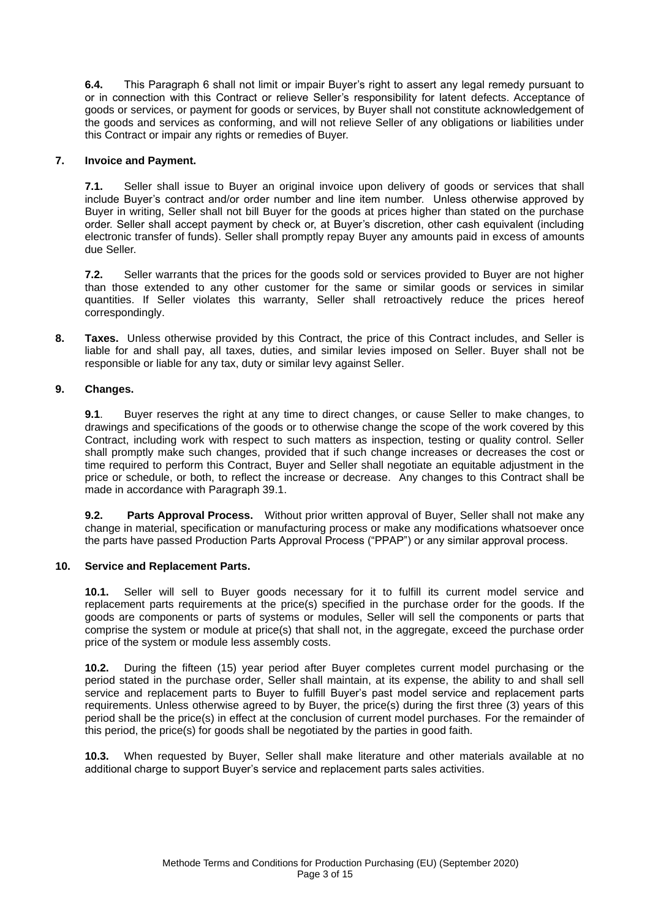**6.4.** This Paragraph 6 shall not limit or impair Buyer's right to assert any legal remedy pursuant to or in connection with this Contract or relieve Seller's responsibility for latent defects. Acceptance of goods or services, or payment for goods or services, by Buyer shall not constitute acknowledgement of the goods and services as conforming, and will not relieve Seller of any obligations or liabilities under this Contract or impair any rights or remedies of Buyer.

**7. Invoice and Payment.**

**7.1.** Seller shall issue to Buyer an original invoice upon delivery of goods or services that shall include Buyer's contract and/or order number and line item number. Unless otherwise approved by Buyer in writing, Seller shall not bill Buyer for the goods at prices higher than stated on the purchase order. Seller shall accept payment by check or, at Buyer's discretion, other cash equivalent (including electronic transfer of funds). Seller shall promptly repay Buyer any amounts paid in excess of amounts due Seller.

**7.2.** Seller warrants that the prices for the goods sold or services provided to Buyer are not higher than those extended to any other customer for the same or similar goods or services in similar quantities. If Seller violates this warranty, Seller shall retroactively reduce the prices hereof correspondingly.

**8. Taxes.** Unless otherwise provided by this Contract, the price of this Contract includes, and Seller is liable for and shall pay, all taxes, duties, and similar levies imposed on Seller. Buyer shall not be responsible or liable for any tax, duty or similar levy against Seller.

**9. Changes.**

**9.1**. Buyer reserves the right at any time to direct changes, or cause Seller to make changes, to drawings and specifications of the goods or to otherwise change the scope of the work covered by this Contract, including work with respect to such matters as inspection, testing or quality control. Seller shall promptly make such changes, provided that if such change increases or decreases the cost or time required to perform this Contract, Buyer and Seller shall negotiate an equitable adjustment in the price or schedule, or both, to reflect the increase or decrease. Any changes to this Contract shall be made in accordance with Paragraph 39.1.

**9.2. Parts Approval Process.** Without prior written approval of Buyer, Seller shall not make any change in material, specification or manufacturing process or make any modifications whatsoever once the parts have passed Production Parts Approval Process ("PPAP") or any similar approval process.

**10. Service and Replacement Parts.**

**10.1.** Seller will sell to Buyer goods necessary for it to fulfill its current model service and replacement parts requirements at the price(s) specified in the purchase order for the goods. If the goods are components or parts of systems or modules, Seller will sell the components or parts that comprise the system or module at price(s) that shall not, in the aggregate, exceed the purchase order price of the system or module less assembly costs.

**10.2.** During the fifteen (15) year period after Buyer completes current model purchasing or the period stated in the purchase order, Seller shall maintain, at its expense, the ability to and shall sell service and replacement parts to Buyer to fulfill Buyer's past model service and replacement parts requirements. Unless otherwise agreed to by Buyer, the price(s) during the first three (3) years of this period shall be the price(s) in effect at the conclusion of current model purchases. For the remainder of this period, the price(s) for goods shall be negotiated by the parties in good faith.

**10.3.** When requested by Buyer, Seller shall make literature and other materials available at no additional charge to support Buyer's service and replacement parts sales activities.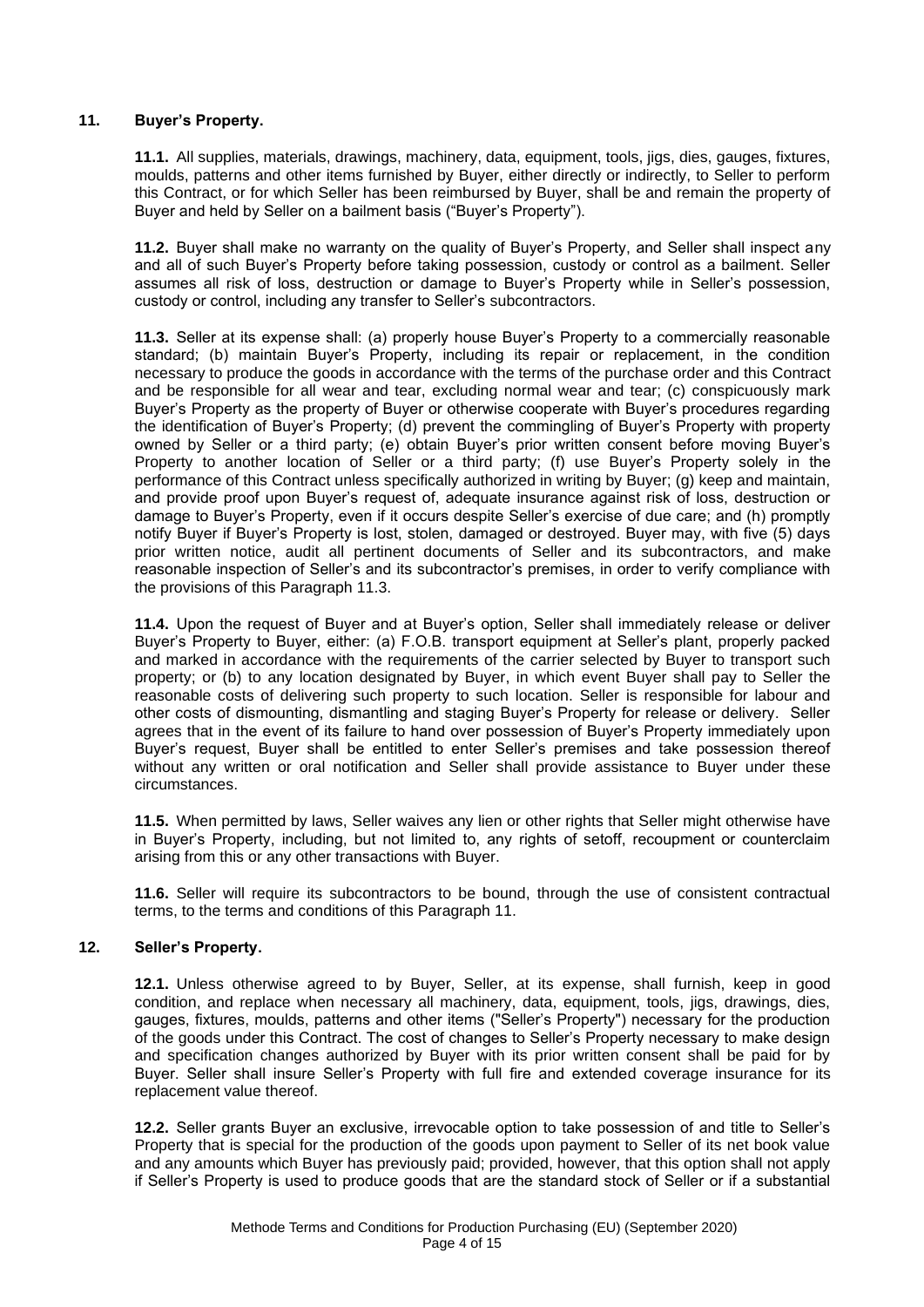## 11. Buyer's Property.

**11.1.** All supplies, materials, drawings, machinery, data, equipment, tools, jigs, dies, gauges, fixtures, moulds, patterns and other items furnished by Buyer, either directly or indirectly, to Seller to perform this Contract, or for which Seller has been reimbursed by Buyer, shall be and remain the property of Buyer and held by Seller on a bailment basis ("Buyer's Property").

**11.2.** Buyer shall make no warranty on the quality of Buyer's Property, and Seller shall inspect any and all of such Buyer's Property before taking possession, custody or control as a bailment. Seller assumes all risk of loss, destruction or damage to Buyer's Property while in Seller's possession, custody or control, including any transfer to Seller's subcontractors.

**11.3.** Seller at its expense shall: (a) properly house Buyer's Property to a commercially reasonable standard; (b) maintain Buyer's Property, including its repair or replacement, in the condition necessary to produce the goods in accordance with the terms of the purchase order and this Contract and be responsible for all wear and tear, excluding normal wear and tear; (c) conspicuously mark Buyer's Property as the property of Buyer or otherwise cooperate with Buyer's procedures regarding the identification of Buyer's Property; (d) prevent the commingling of Buyer's Property with property owned by Seller or a third party; (e) obtain Buyer's prior written consent before moving Buyer's Property to another location of Seller or a third party; (f) use Buyer's Property solely in the performance of this Contract unless specifically authorized in writing by Buyer; (g) keep and maintain, and provide proof upon Buyer's request of, adequate insurance against risk of loss, destruction or damage to Buyer's Property, even if it occurs despite Seller's exercise of due care; and (h) promptly notify Buyer if Buyer's Property is lost, stolen, damaged or destroyed. Buyer may, with five (5) days prior written notice, audit all pertinent documents of Seller and its subcontractors, and make reasonable inspection of Seller's and its subcontractor's premises, in order to verify compliance with the provisions of this Paragraph 11.3.

**11.4.** Upon the request of Buyer and at Buyer's option, Seller shall immediately release or deliver Buyer's Property to Buyer, either: (a) F.O.B. transport equipment at Seller's plant, properly packed and marked in accordance with the requirements of the carrier selected by Buyer to transport such property; or (b) to any location designated by Buyer, in which event Buyer shall pay to Seller the reasonable costs of delivering such property to such location. Seller is responsible for labour and other costs of dismounting, dismantling and staging Buyer's Property for release or delivery. Seller agrees that in the event of its failure to hand over possession of Buyer's Property immediately upon Buyer's request, Buyer shall be entitled to enter Seller's premises and take possession thereof without any written or oral notification and Seller shall provide assistance to Buyer under these circumstances.

**11.5.** When permitted by laws, Seller waives any lien or other rights that Seller might otherwise have in Buyer's Property, including, but not limited to, any rights of setoff, recoupment or counterclaim arising from this or any other transactions with Buyer.

**11.6.** Seller will require its subcontractors to be bound, through the use of consistent contractual terms, to the terms and conditions of this Paragraph 11.

## 12. Seller's Property.

**12.1.** Unless otherwise agreed to by Buyer, Seller, at its expense, shall furnish, keep in good condition, and replace when necessary all machinery, data, equipment, tools, jigs, drawings, dies, gauges, fixtures, moulds, patterns and other items ("Seller's Property") necessary for the production of the goods under this Contract. The cost of changes to Seller's Property necessary to make design and specification changes authorized by Buyer with its prior written consent shall be paid for by Buyer. Seller shall insure Seller's Property with full fire and extended coverage insurance for its replacement value thereof.

**12.2.** Seller grants Buyer an exclusive, irrevocable option to take possession of and title to Seller's Property that is special for the production of the goods upon payment to Seller of its net book value and any amounts which Buyer has previously paid; provided, however, that this option shall not apply if Seller's Property is used to produce goods that are the standard stock of Seller or if a substantial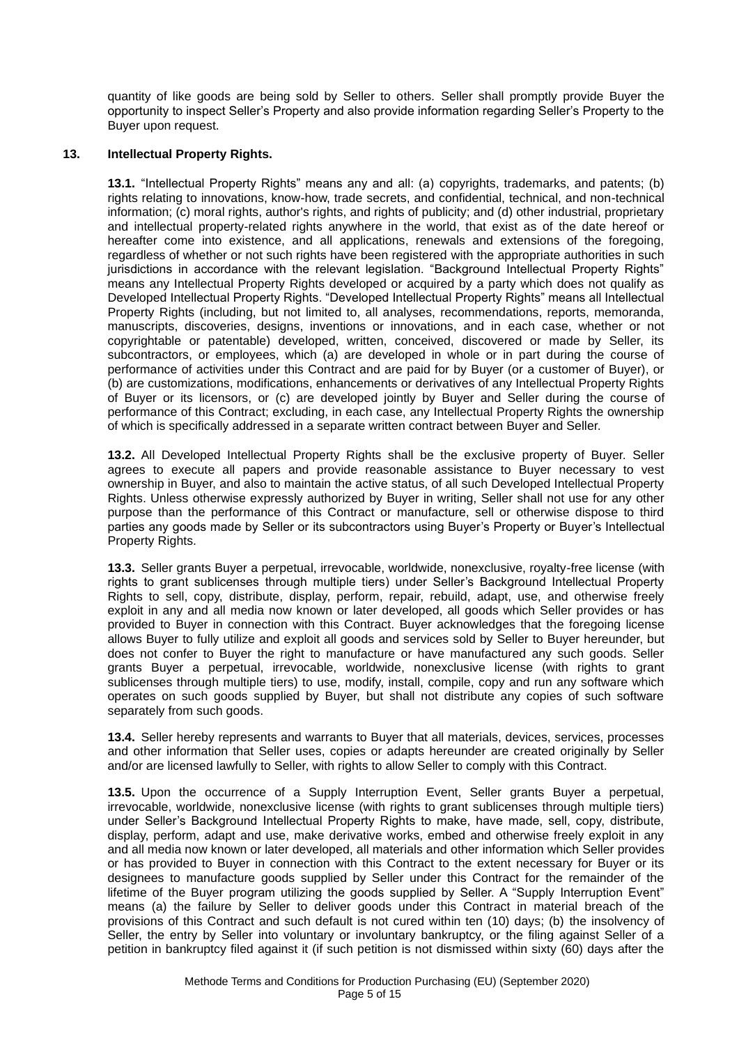quantity of like goods are being sold by Seller to others. Seller shall promptly provide Buyer the opportunity to inspect Seller's Property and also provide information regarding Seller's Property to the Buyer upon request.

## 13. Intellectual Property Rights.

**13.1.** "Intellectual Property Rights" means any and all: (a) copyrights, trademarks, and patents; (b) rights relating to innovations, know-how, trade secrets, and confidential, technical, and non-technical information; (c) moral rights, author's rights, and rights of publicity; and (d) other industrial, proprietary and intellectual property-related rights anywhere in the world, that exist as of the date hereof or hereafter come into existence, and all applications, renewals and extensions of the foregoing, regardless of whether or not such rights have been registered with the appropriate authorities in such jurisdictions in accordance with the relevant legislation. "Background Intellectual Property Rights" means any Intellectual Property Rights developed or acquired by a party which does not qualify as Developed Intellectual Property Rights. "Developed Intellectual Property Rights" means all Intellectual Property Rights (including, but not limited to, all analyses, recommendations, reports, memoranda, manuscripts, discoveries, designs, inventions or innovations, and in each case, whether or not copyrightable or patentable) developed, written, conceived, discovered or made by Seller, its subcontractors, or employees, which (a) are developed in whole or in part during the course of performance of activities under this Contract and are paid for by Buyer (or a customer of Buyer), or (b) are customizations, modifications, enhancements or derivatives of any Intellectual Property Rights of Buyer or its licensors, or (c) are developed jointly by Buyer and Seller during the course of performance of this Contract; excluding, in each case, any Intellectual Property Rights the ownership of which is specifically addressed in a separate written contract between Buyer and Seller.

**13.2.** All Developed Intellectual Property Rights shall be the exclusive property of Buyer. Seller agrees to execute all papers and provide reasonable assistance to Buyer necessary to vest ownership in Buyer, and also to maintain the active status, of all such Developed Intellectual Property Rights. Unless otherwise expressly authorized by Buyer in writing, Seller shall not use for any other purpose than the performance of this Contract or manufacture, sell or otherwise dispose to third parties any goods made by Seller or its subcontractors using Buyer's Property or Buyer's Intellectual Property Rights.

**13.3.** Seller grants Buyer a perpetual, irrevocable, worldwide, nonexclusive, royalty-free license (with rights to grant sublicenses through multiple tiers) under Seller's Background Intellectual Property Rights to sell, copy, distribute, display, perform, repair, rebuild, adapt, use, and otherwise freely exploit in any and all media now known or later developed, all goods which Seller provides or has provided to Buyer in connection with this Contract. Buyer acknowledges that the foregoing license allows Buyer to fully utilize and exploit all goods and services sold by Seller to Buyer hereunder, but does not confer to Buyer the right to manufacture or have manufactured any such goods. Seller grants Buyer a perpetual, irrevocable, worldwide, nonexclusive license (with rights to grant sublicenses through multiple tiers) to use, modify, install, compile, copy and run any software which operates on such goods supplied by Buyer, but shall not distribute any copies of such software separately from such goods.

**13.4.** Seller hereby represents and warrants to Buyer that all materials, devices, services, processes and other information that Seller uses, copies or adapts hereunder are created originally by Seller and/or are licensed lawfully to Seller, with rights to allow Seller to comply with this Contract.

**13.5.** Upon the occurrence of a Supply Interruption Event, Seller grants Buyer a perpetual, irrevocable, worldwide, nonexclusive license (with rights to grant sublicenses through multiple tiers) under Seller's Background Intellectual Property Rights to make, have made, sell, copy, distribute, display, perform, adapt and use, make derivative works, embed and otherwise freely exploit in any and all media now known or later developed, all materials and other information which Seller provides or has provided to Buyer in connection with this Contract to the extent necessary for Buyer or its designees to manufacture goods supplied by Seller under this Contract for the remainder of the lifetime of the Buyer program utilizing the goods supplied by Seller. A "Supply Interruption Event" means (a) the failure by Seller to deliver goods under this Contract in material breach of the provisions of this Contract and such default is not cured within ten (10) days; (b) the insolvency of Seller, the entry by Seller into voluntary or involuntary bankruptcy, or the filing against Seller of a petition in bankruptcy filed against it (if such petition is not dismissed within sixty (60) days after the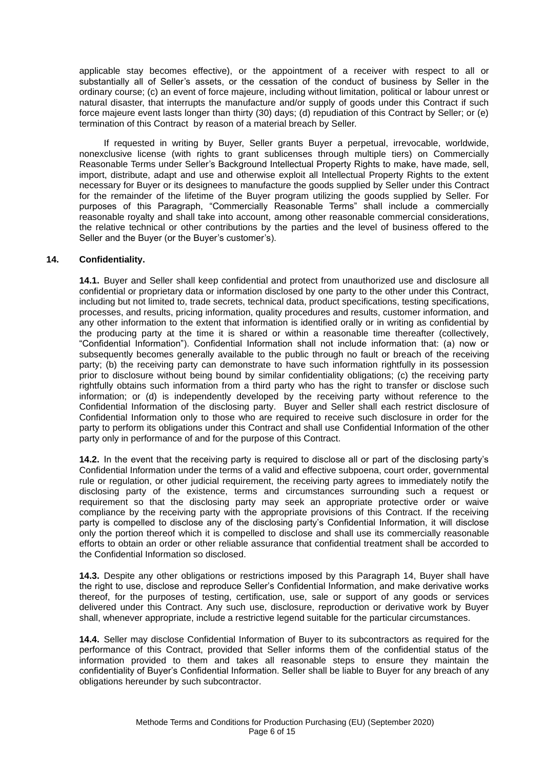applicable stay becomes effective), or the appointment of a receiver with respect to all or substantially all of Seller's assets, or the cessation of the conduct of business by Seller in the ordinary course; (c) an event of force majeure, including without limitation, political or labour unrest or natural disaster, that interrupts the manufacture and/or supply of goods under this Contract if such force majeure event lasts longer than thirty (30) days; (d) repudiation of this Contract by Seller; or (e) termination of this Contract by reason of a material breach by Seller.

If requested in writing by Buyer, Seller grants Buyer a perpetual, irrevocable, worldwide, nonexclusive license (with rights to grant sublicenses through multiple tiers) on Commercially Reasonable Terms under Seller's Background Intellectual Property Rights to make, have made, sell, import, distribute, adapt and use and otherwise exploit all Intellectual Property Rights to the extent necessary for Buyer or its designees to manufacture the goods supplied by Seller under this Contract for the remainder of the lifetime of the Buyer program utilizing the goods supplied by Seller. For purposes of this Paragraph, "Commercially Reasonable Terms" shall include a commercially reasonable royalty and shall take into account, among other reasonable commercial considerations, the relative technical or other contributions by the parties and the level of business offered to the Seller and the Buyer (or the Buyer's customer's).

## 14. Confidentiality.

**14.1.** Buyer and Seller shall keep confidential and protect from unauthorized use and disclosure all confidential or proprietary data or information disclosed by one party to the other under this Contract, including but not limited to, trade secrets, technical data, product specifications, testing specifications, processes, and results, pricing information, quality procedures and results, customer information, and any other information to the extent that information is identified orally or in writing as confidential by the producing party at the time it is shared or within a reasonable time thereafter (collectively, "Confidential Information"). Confidential Information shall not include information that: (a) now or subsequently becomes generally available to the public through no fault or breach of the receiving party; (b) the receiving party can demonstrate to have such information rightfully in its possession prior to disclosure without being bound by similar confidentiality obligations; (c) the receiving party rightfully obtains such information from a third party who has the right to transfer or disclose such information; or (d) is independently developed by the receiving party without reference to the Confidential Information of the disclosing party. Buyer and Seller shall each restrict disclosure of Confidential Information only to those who are required to receive such disclosure in order for the party to perform its obligations under this Contract and shall use Confidential Information of the other party only in performance of and for the purpose of this Contract.

**14.2.** In the event that the receiving party is required to disclose all or part of the disclosing party's Confidential Information under the terms of a valid and effective subpoena, court order, governmental rule or regulation, or other judicial requirement, the receiving party agrees to immediately notify the disclosing party of the existence, terms and circumstances surrounding such a request or requirement so that the disclosing party may seek an appropriate protective order or waive compliance by the receiving party with the appropriate provisions of this Contract. If the receiving party is compelled to disclose any of the disclosing party's Confidential Information, it will disclose only the portion thereof which it is compelled to disclose and shall use its commercially reasonable efforts to obtain an order or other reliable assurance that confidential treatment shall be accorded to the Confidential Information so disclosed.

**14.3.** Despite any other obligations or restrictions imposed by this Paragraph 14, Buyer shall have the right to use, disclose and reproduce Seller's Confidential Information, and make derivative works thereof, for the purposes of testing, certification, use, sale or support of any goods or services delivered under this Contract. Any such use, disclosure, reproduction or derivative work by Buyer shall, whenever appropriate, include a restrictive legend suitable for the particular circumstances.

**14.4.** Seller may disclose Confidential Information of Buyer to its subcontractors as required for the performance of this Contract, provided that Seller informs them of the confidential status of the information provided to them and takes all reasonable steps to ensure they maintain the confidentiality of Buyer's Confidential Information. Seller shall be liable to Buyer for any breach of any obligations hereunder by such subcontractor.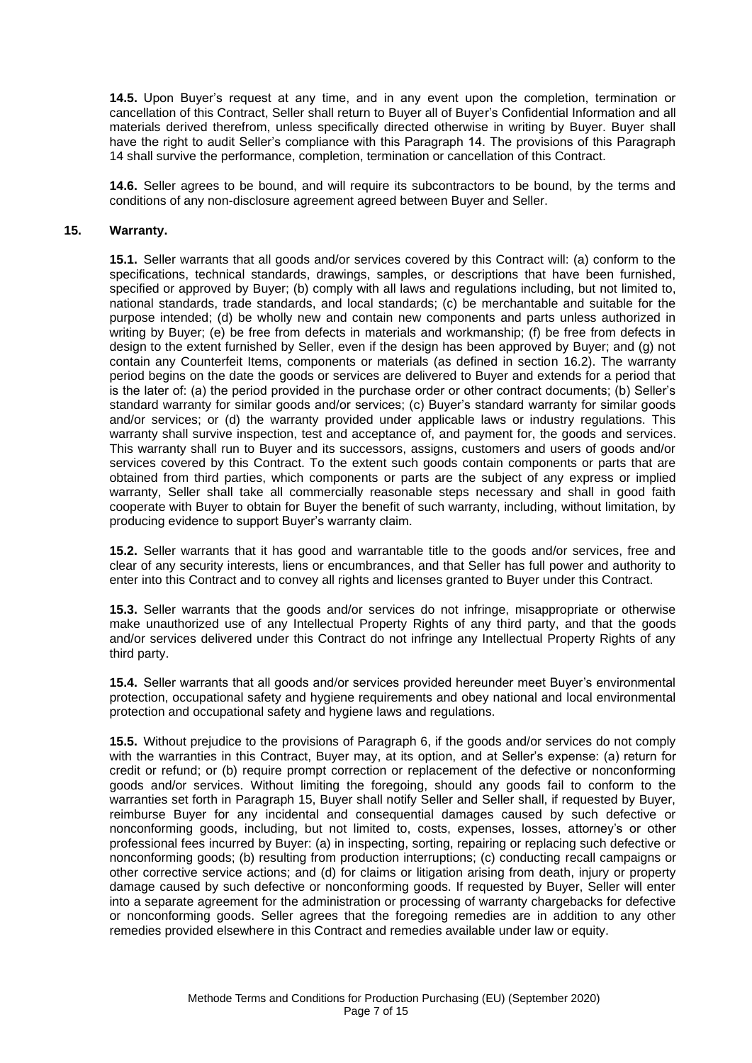**14.5.** Upon Buyer's request at any time, and in any event upon the completion, termination or cancellation of this Contract, Seller shall return to Buyer all of Buyer's Confidential Information and all materials derived therefrom, unless specifically directed otherwise in writing by Buyer. Buyer shall have the right to audit Seller's compliance with this Paragraph 14. The provisions of this Paragraph 14 shall survive the performance, completion, termination or cancellation of this Contract.

**14.6.** Seller agrees to be bound, and will require its subcontractors to be bound, by the terms and conditions of any non-disclosure agreement agreed between Buyer and Seller.

## 15. Warranty.

**15.1.** Seller warrants that all goods and/or services covered by this Contract will: (a) conform to the specifications, technical standards, drawings, samples, or descriptions that have been furnished, specified or approved by Buyer; (b) comply with all laws and regulations including, but not limited to, national standards, trade standards, and local standards; (c) be merchantable and suitable for the purpose intended; (d) be wholly new and contain new components and parts unless authorized in writing by Buyer; (e) be free from defects in materials and workmanship; (f) be free from defects in design to the extent furnished by Seller, even if the design has been approved by Buyer; and (g) not contain any Counterfeit Items, components or materials (as defined in section 16.2). The warranty period begins on the date the goods or services are delivered to Buyer and extends for a period that is the later of: (a) the period provided in the purchase order or other contract documents; (b) Seller's standard warranty for similar goods and/or services; (c) Buyer's standard warranty for similar goods and/or services; or (d) the warranty provided under applicable laws or industry regulations. This warranty shall survive inspection, test and acceptance of, and payment for, the goods and services. This warranty shall run to Buyer and its successors, assigns, customers and users of goods and/or services covered by this Contract. To the extent such goods contain components or parts that are obtained from third parties, which components or parts are the subject of any express or implied warranty, Seller shall take all commercially reasonable steps necessary and shall in good faith cooperate with Buyer to obtain for Buyer the benefit of such warranty, including, without limitation, by producing evidence to support Buyer's warranty claim.

**15.2.** Seller warrants that it has good and warrantable title to the goods and/or services, free and clear of any security interests, liens or encumbrances, and that Seller has full power and authority to enter into this Contract and to convey all rights and licenses granted to Buyer under this Contract.

**15.3.** Seller warrants that the goods and/or services do not infringe, misappropriate or otherwise make unauthorized use of any Intellectual Property Rights of any third party, and that the goods and/or services delivered under this Contract do not infringe any Intellectual Property Rights of any third party.

**15.4.** Seller warrants that all goods and/or services provided hereunder meet Buyer's environmental protection, occupational safety and hygiene requirements and obey national and local environmental protection and occupational safety and hygiene laws and regulations.

**15.5.** Without prejudice to the provisions of Paragraph 6, if the goods and/or services do not comply with the warranties in this Contract, Buyer may, at its option, and at Seller's expense: (a) return for credit or refund; or (b) require prompt correction or replacement of the defective or nonconforming goods and/or services. Without limiting the foregoing, should any goods fail to conform to the warranties set forth in Paragraph 15, Buyer shall notify Seller and Seller shall, if requested by Buyer, reimburse Buyer for any incidental and consequential damages caused by such defective or nonconforming goods, including, but not limited to, costs, expenses, losses, attorney's or other professional fees incurred by Buyer: (a) in inspecting, sorting, repairing or replacing such defective or nonconforming goods; (b) resulting from production interruptions; (c) conducting recall campaigns or other corrective service actions; and (d) for claims or litigation arising from death, injury or property damage caused by such defective or nonconforming goods. If requested by Buyer, Seller will enter into a separate agreement for the administration or processing of warranty chargebacks for defective or nonconforming goods. Seller agrees that the foregoing remedies are in addition to any other remedies provided elsewhere in this Contract and remedies available under law or equity.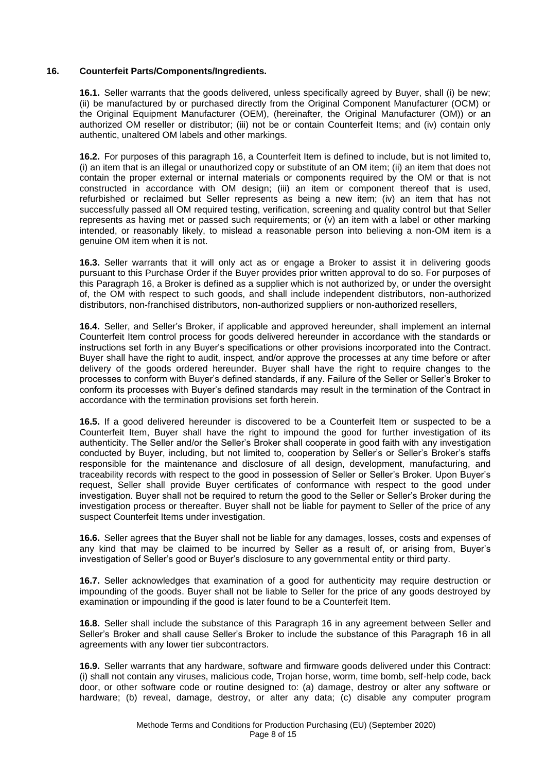## 16. Counterfeit Parts/Components/Ingredients.

**16.1.** Seller warrants that the goods delivered, unless specifically agreed by Buyer, shall (i) be new; (ii) be manufactured by or purchased directly from the Original Component Manufacturer (OCM) or the Original Equipment Manufacturer (OEM), (hereinafter, the Original Manufacturer (OM)) or an authorized OM reseller or distributor; (iii) not be or contain Counterfeit Items; and (iv) contain only authentic, unaltered OM labels and other markings.

**16.2.** For purposes of this paragraph 16, a Counterfeit Item is defined to include, but is not limited to, (i) an item that is an illegal or unauthorized copy or substitute of an OM item; (ii) an item that does not contain the proper external or internal materials or components required by the OM or that is not constructed in accordance with OM design; (iii) an item or component thereof that is used, refurbished or reclaimed but Seller represents as being a new item; (iv) an item that has not successfully passed all OM required testing, verification, screening and quality control but that Seller represents as having met or passed such requirements; or (v) an item with a label or other marking intended, or reasonably likely, to mislead a reasonable person into believing a non-OM item is a genuine OM item when it is not.

**16.3.** Seller warrants that it will only act as or engage a Broker to assist it in delivering goods pursuant to this Purchase Order if the Buyer provides prior written approval to do so. For purposes of this Paragraph 16, a Broker is defined as a supplier which is not authorized by, or under the oversight of, the OM with respect to such goods, and shall include independent distributors, non-authorized distributors, non-franchised distributors, non-authorized suppliers or non-authorized resellers,

**16.4.** Seller, and Seller's Broker, if applicable and approved hereunder, shall implement an internal Counterfeit Item control process for goods delivered hereunder in accordance with the standards or instructions set forth in any Buyer's specifications or other provisions incorporated into the Contract. Buyer shall have the right to audit, inspect, and/or approve the processes at any time before or after delivery of the goods ordered hereunder. Buyer shall have the right to require changes to the processes to conform with Buyer's defined standards, if any. Failure of the Seller or Seller's Broker to conform its processes with Buyer's defined standards may result in the termination of the Contract in accordance with the termination provisions set forth herein.

**16.5.** If a good delivered hereunder is discovered to be a Counterfeit Item or suspected to be a Counterfeit Item, Buyer shall have the right to impound the good for further investigation of its authenticity. The Seller and/or the Seller's Broker shall cooperate in good faith with any investigation conducted by Buyer, including, but not limited to, cooperation by Seller's or Seller's Broker's staffs responsible for the maintenance and disclosure of all design, development, manufacturing, and traceability records with respect to the good in possession of Seller or Seller's Broker. Upon Buyer's request, Seller shall provide Buyer certificates of conformance with respect to the good under investigation. Buyer shall not be required to return the good to the Seller or Seller's Broker during the investigation process or thereafter. Buyer shall not be liable for payment to Seller of the price of any suspect Counterfeit Items under investigation.

**16.6.** Seller agrees that the Buyer shall not be liable for any damages, losses, costs and expenses of any kind that may be claimed to be incurred by Seller as a result of, or arising from, Buyer's investigation of Seller's good or Buyer's disclosure to any governmental entity or third party.

**16.7.** Seller acknowledges that examination of a good for authenticity may require destruction or impounding of the goods. Buyer shall not be liable to Seller for the price of any goods destroyed by examination or impounding if the good is later found to be a Counterfeit Item.

**16.8.** Seller shall include the substance of this Paragraph 16 in any agreement between Seller and Seller's Broker and shall cause Seller's Broker to include the substance of this Paragraph 16 in all agreements with any lower tier subcontractors.

**16.9.** Seller warrants that any hardware, software and firmware goods delivered under this Contract: (i) shall not contain any viruses, malicious code, Trojan horse, worm, time bomb, self-help code, back door, or other software code or routine designed to: (a) damage, destroy or alter any software or hardware; (b) reveal, damage, destroy, or alter any data; (c) disable any computer program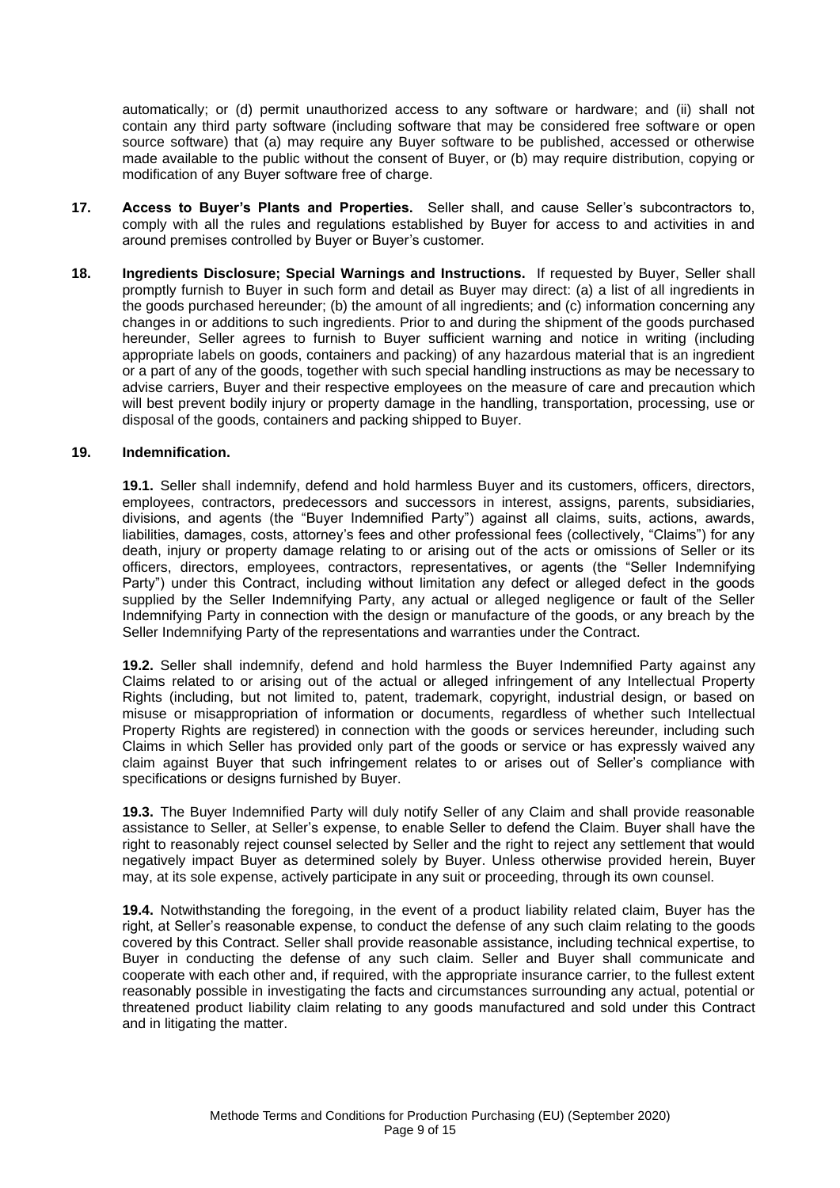automatically; or (d) permit unauthorized access to any software or hardware; and (ii) shall not contain any third party software (including software that may be considered free software or open source software) that (a) may require any Buyer software to be published, accessed or otherwise made available to the public without the consent of Buyer, or (b) may require distribution, copying or modification of any Buyer software free of charge.

**17. Access to Buyer's Plants and Properties.** Seller shall, and cause Seller's subcontractors to, comply with all the rules and regulations established by Buyer for access to and activities in and around premises controlled by Buyer or Buyer's customer.

**18. Ingredients Disclosure; Special Warnings and Instructions.** If requested by Buyer, Seller shall promptly furnish to Buyer in such form and detail as Buyer may direct: (a) a list of all ingredients in the goods purchased hereunder; (b) the amount of all ingredients; and (c) information concerning any changes in or additions to such ingredients. Prior to and during the shipment of the goods purchased hereunder, Seller agrees to furnish to Buyer sufficient warning and notice in writing (including appropriate labels on goods, containers and packing) of any hazardous material that is an ingredient or a part of any of the goods, together with such special handling instructions as may be necessary to advise carriers, Buyer and their respective employees on the measure of care and precaution which will best prevent bodily injury or property damage in the handling, transportation, processing, use or disposal of the goods, containers and packing shipped to Buyer.

**19. Indemnification.**

**19.1.** Seller shall indemnify, defend and hold harmless Buyer and its customers, officers, directors, employees, contractors, predecessors and successors in interest, assigns, parents, subsidiaries, divisions, and agents (the "Buyer Indemnified Party") against all claims, suits, actions, awards, liabilities, damages, costs, attorney's fees and other professional fees (collectively, "Claims") for any death, injury or property damage relating to or arising out of the acts or omissions of Seller or its officers, directors, employees, contractors, representatives, or agents (the "Seller Indemnifying Party") under this Contract, including without limitation any defect or alleged defect in the goods supplied by the Seller Indemnifying Party, any actual or alleged negligence or fault of the Seller Indemnifying Party in connection with the design or manufacture of the goods, or any breach by the Seller Indemnifying Party of the representations and warranties under the Contract.

**19.2.** Seller shall indemnify, defend and hold harmless the Buyer Indemnified Party against any Claims related to or arising out of the actual or alleged infringement of any Intellectual Property Rights (including, but not limited to, patent, trademark, copyright, industrial design, or based on misuse or misappropriation of information or documents, regardless of whether such Intellectual Property Rights are registered) in connection with the goods or services hereunder, including such Claims in which Seller has provided only part of the goods or service or has expressly waived any claim against Buyer that such infringement relates to or arises out of Seller's compliance with specifications or designs furnished by Buyer.

**19.3.** The Buyer Indemnified Party will duly notify Seller of any Claim and shall provide reasonable assistance to Seller, at Seller's expense, to enable Seller to defend the Claim. Buyer shall have the right to reasonably reject counsel selected by Seller and the right to reject any settlement that would negatively impact Buyer as determined solely by Buyer. Unless otherwise provided herein, Buyer may, at its sole expense, actively participate in any suit or proceeding, through its own counsel.

**19.4.** Notwithstanding the foregoing, in the event of a product liability related claim, Buyer has the right, at Seller's reasonable expense, to conduct the defense of any such claim relating to the goods covered by this Contract. Seller shall provide reasonable assistance, including technical expertise, to Buyer in conducting the defense of any such claim. Seller and Buyer shall communicate and cooperate with each other and, if required, with the appropriate insurance carrier, to the fullest extent reasonably possible in investigating the facts and circumstances surrounding any actual, potential or threatened product liability claim relating to any goods manufactured and sold under this Contract and in litigating the matter.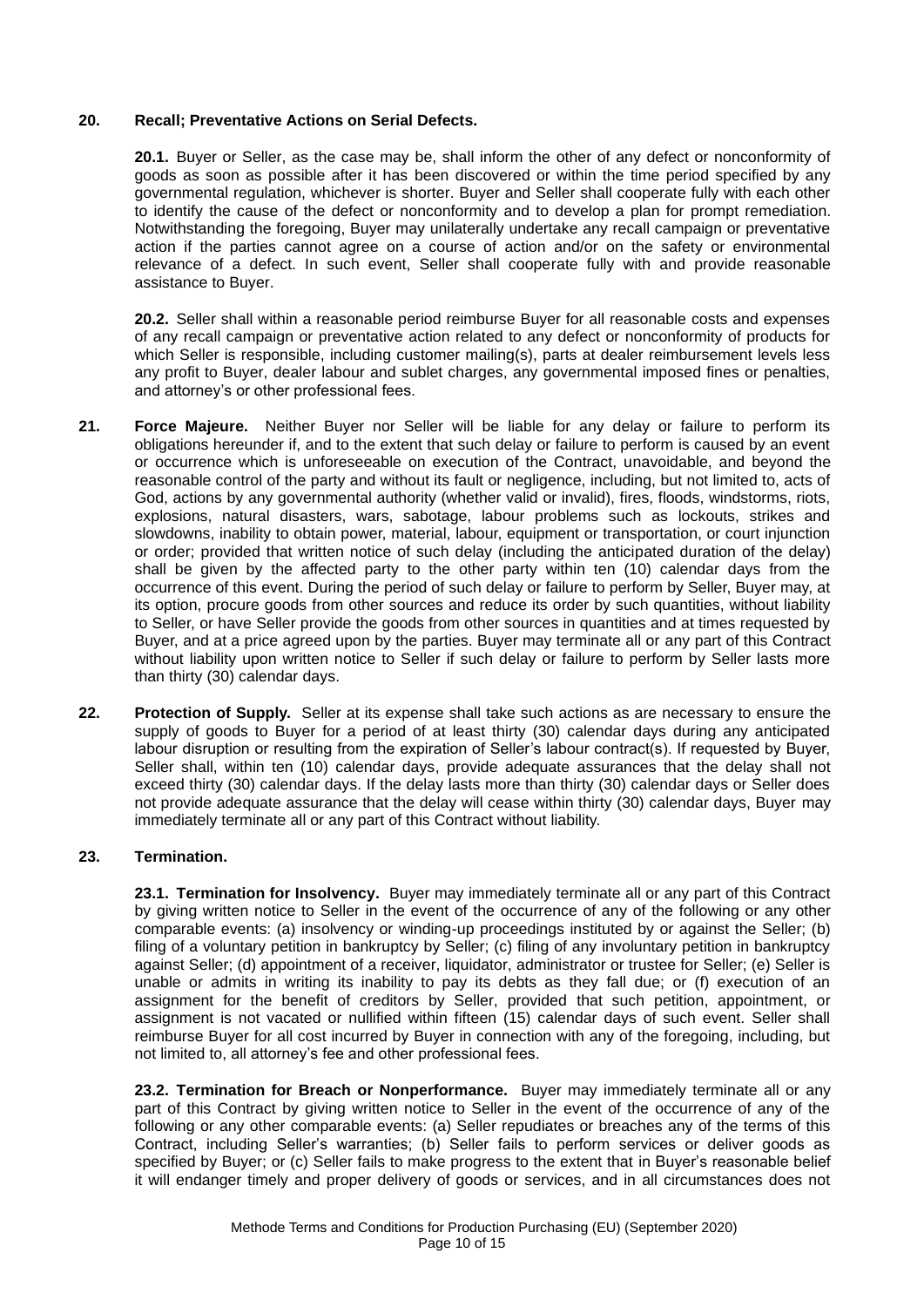## 20. Recall; Preventative Actions on Serial Defects.

**20.1.** Buyer or Seller, as the case may be, shall inform the other of any defect or nonconformity of goods as soon as possible after it has been discovered or within the time period specified by any governmental regulation, whichever is shorter. Buyer and Seller shall cooperate fully with each other to identify the cause of the defect or nonconformity and to develop a plan for prompt remediation. Notwithstanding the foregoing, Buyer may unilaterally undertake any recall campaign or preventative action if the parties cannot agree on a course of action and/or on the safety or environmental relevance of a defect. In such event, Seller shall cooperate fully with and provide reasonable assistance to Buyer.

**20.2.** Seller shall within a reasonable period reimburse Buyer for all reasonable costs and expenses of any recall campaign or preventative action related to any defect or nonconformity of products for which Seller is responsible, including customer mailing(s), parts at dealer reimbursement levels less any profit to Buyer, dealer labour and sublet charges, any governmental imposed fines or penalties, and attorney's or other professional fees.

**21. Force Majeure.** Neither Buyer nor Seller will be liable for any delay or failure to perform its obligations hereunder if, and to the extent that such delay or failure to perform is caused by an event or occurrence which is unforeseeable on execution of the Contract, unavoidable, and beyond the reasonable control of the party and without its fault or negligence, including, but not limited to, acts of God, actions by any governmental authority (whether valid or invalid), fires, floods, windstorms, riots, explosions, natural disasters, wars, sabotage, labour problems such as lockouts, strikes and slowdowns, inability to obtain power, material, labour, equipment or transportation, or court injunction or order; provided that written notice of such delay (including the anticipated duration of the delay) shall be given by the affected party to the other party within ten (10) calendar days from the occurrence of this event. During the period of such delay or failure to perform by Seller, Buyer may, at its option, procure goods from other sources and reduce its order by such quantities, without liability to Seller, or have Seller provide the goods from other sources in quantities and at times requested by Buyer, and at a price agreed upon by the parties. Buyer may terminate all or any part of this Contract without liability upon written notice to Seller if such delay or failure to perform by Seller lasts more than thirty (30) calendar days.

**22. Protection of Supply.** Seller at its expense shall take such actions as are necessary to ensure the supply of goods to Buyer for a period of at least thirty (30) calendar days during any anticipated labour disruption or resulting from the expiration of Seller's labour contract(s). If requested by Buyer, Seller shall, within ten (10) calendar days, provide adequate assurances that the delay shall not exceed thirty (30) calendar days. If the delay lasts more than thirty (30) calendar days or Seller does not provide adequate assurance that the delay will cease within thirty (30) calendar days, Buyer may immediately terminate all or any part of this Contract without liability.

## 23. Termination.

**23.1. Termination for Insolvency.** Buyer may immediately terminate all or any part of this Contract by giving written notice to Seller in the event of the occurrence of any of the following or any other comparable events: (a) insolvency or winding-up proceedings instituted by or against the Seller; (b) filing of a voluntary petition in bankruptcy by Seller; (c) filing of any involuntary petition in bankruptcy against Seller; (d) appointment of a receiver, liquidator, administrator or trustee for Seller; (e) Seller is unable or admits in writing its inability to pay its debts as they fall due; or (f) execution of an assignment for the benefit of creditors by Seller, provided that such petition, appointment, or assignment is not vacated or nullified within fifteen (15) calendar days of such event. Seller shall reimburse Buyer for all cost incurred by Buyer in connection with any of the foregoing, including, but not limited to, all attorney's fee and other professional fees.

**23.2. Termination for Breach or Nonperformance.** Buyer may immediately terminate all or any part of this Contract by giving written notice to Seller in the event of the occurrence of any of the following or any other comparable events: (a) Seller repudiates or breaches any of the terms of this Contract, including Seller's warranties; (b) Seller fails to perform services or deliver goods as specified by Buyer; or (c) Seller fails to make progress to the extent that in Buyer's reasonable belief it will endanger timely and proper delivery of goods or services, and in all circumstances does not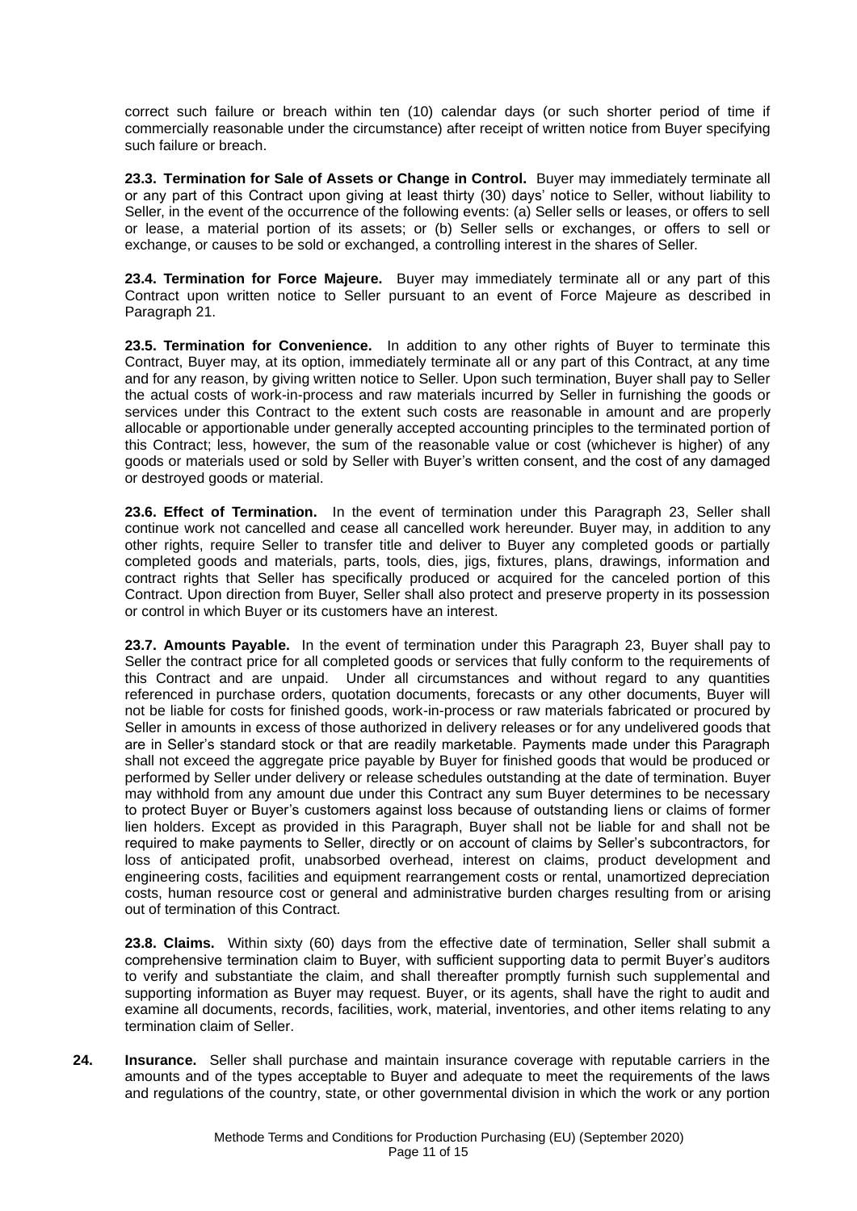correct such failure or breach within ten (10) calendar days (or such shorter period of time if commercially reasonable under the circumstance) after receipt of written notice from Buyer specifying such failure or breach.

**23.3. Termination for Sale of Assets or Change in Control.** Buyer may immediately terminate all or any part of this Contract upon giving at least thirty (30) days' notice to Seller, without liability to Seller, in the event of the occurrence of the following events: (a) Seller sells or leases, or offers to sell or lease, a material portion of its assets; or (b) Seller sells or exchanges, or offers to sell or exchange, or causes to be sold or exchanged, a controlling interest in the shares of Seller.

**23.4. Termination for Force Majeure.** Buyer may immediately terminate all or any part of this Contract upon written notice to Seller pursuant to an event of Force Majeure as described in Paragraph 21.

**23.5. Termination for Convenience.** In addition to any other rights of Buyer to terminate this Contract, Buyer may, at its option, immediately terminate all or any part of this Contract, at any time and for any reason, by giving written notice to Seller. Upon such termination, Buyer shall pay to Seller the actual costs of work-in-process and raw materials incurred by Seller in furnishing the goods or services under this Contract to the extent such costs are reasonable in amount and are properly allocable or apportionable under generally accepted accounting principles to the terminated portion of this Contract; less, however, the sum of the reasonable value or cost (whichever is higher) of any goods or materials used or sold by Seller with Buyer's written consent, and the cost of any damaged or destroyed goods or material.

**23.6. Effect of Termination.** In the event of termination under this Paragraph 23, Seller shall continue work not cancelled and cease all cancelled work hereunder. Buyer may, in addition to any other rights, require Seller to transfer title and deliver to Buyer any completed goods or partially completed goods and materials, parts, tools, dies, jigs, fixtures, plans, drawings, information and contract rights that Seller has specifically produced or acquired for the canceled portion of this Contract. Upon direction from Buyer, Seller shall also protect and preserve property in its possession or control in which Buyer or its customers have an interest.

**23.7. Amounts Payable.** In the event of termination under this Paragraph 23, Buyer shall pay to Seller the contract price for all completed goods or services that fully conform to the requirements of this Contract and are unpaid. Under all circumstances and without regard to any quantities referenced in purchase orders, quotation documents, forecasts or any other documents, Buyer will not be liable for costs for finished goods, work-in-process or raw materials fabricated or procured by Seller in amounts in excess of those authorized in delivery releases or for any undelivered goods that are in Seller's standard stock or that are readily marketable. Payments made under this Paragraph shall not exceed the aggregate price payable by Buyer for finished goods that would be produced or performed by Seller under delivery or release schedules outstanding at the date of termination. Buyer may withhold from any amount due under this Contract any sum Buyer determines to be necessary to protect Buyer or Buyer's customers against loss because of outstanding liens or claims of former lien holders. Except as provided in this Paragraph, Buyer shall not be liable for and shall not be required to make payments to Seller, directly or on account of claims by Seller's subcontractors, for loss of anticipated profit, unabsorbed overhead, interest on claims, product development and engineering costs, facilities and equipment rearrangement costs or rental, unamortized depreciation costs, human resource cost or general and administrative burden charges resulting from or arising out of termination of this Contract.

**23.8. Claims.** Within sixty (60) days from the effective date of termination, Seller shall submit a comprehensive termination claim to Buyer, with sufficient supporting data to permit Buyer's auditors to verify and substantiate the claim, and shall thereafter promptly furnish such supplemental and supporting information as Buyer may request. Buyer, or its agents, shall have the right to audit and examine all documents, records, facilities, work, material, inventories, and other items relating to any termination claim of Seller.

**24. Insurance.** Seller shall purchase and maintain insurance coverage with reputable carriers in the amounts and of the types acceptable to Buyer and adequate to meet the requirements of the laws and regulations of the country, state, or other governmental division in which the work or any portion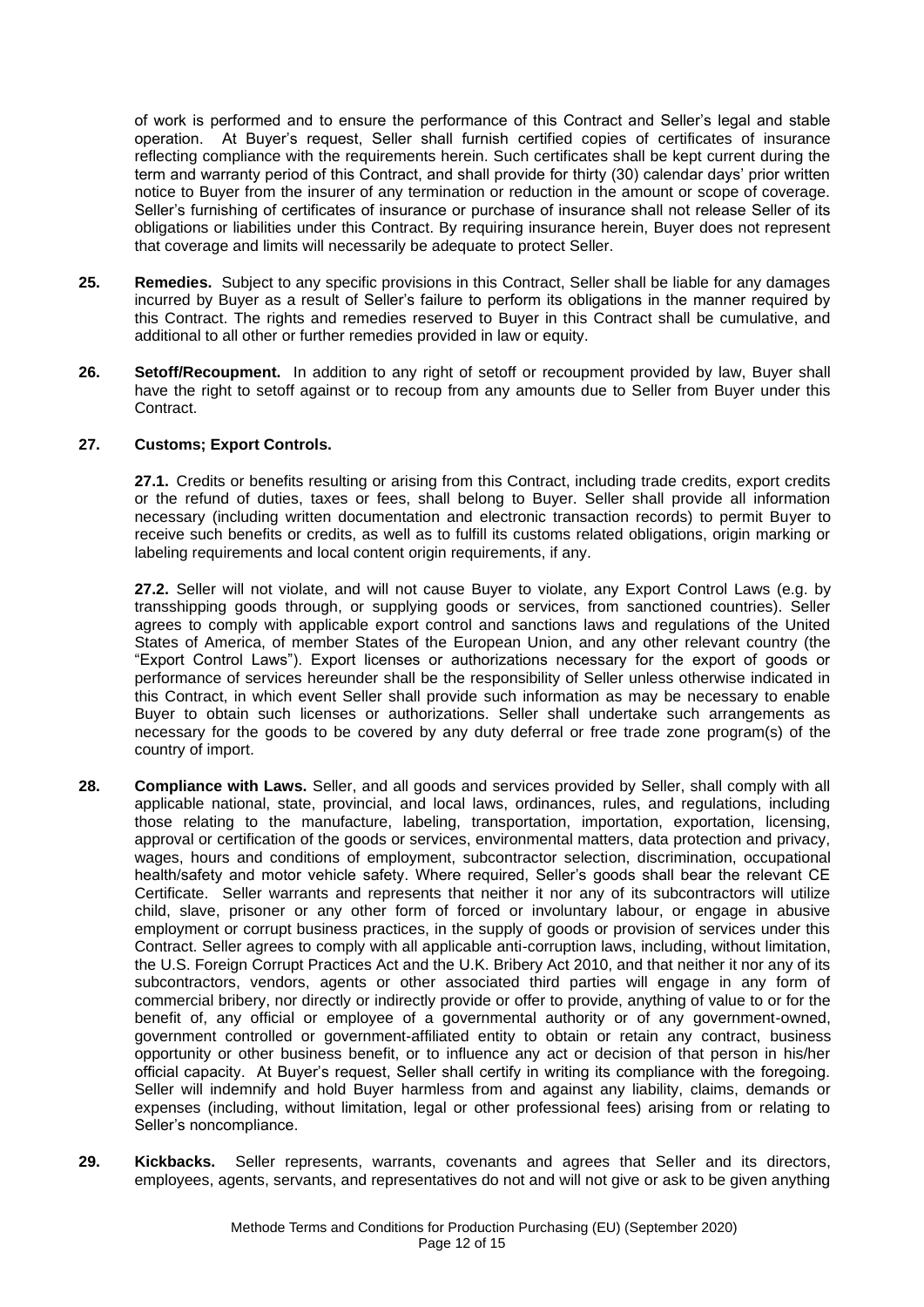of work is performed and to ensure the performance of this Contract and Seller's legal and stable operation. At Buyer's request, Seller shall furnish certified copies of certificates of insurance reflecting compliance with the requirements herein. Such certificates shall be kept current during the term and warranty period of this Contract, and shall provide for thirty (30) calendar days' prior written notice to Buyer from the insurer of any termination or reduction in the amount or scope of coverage. Seller's furnishing of certificates of insurance or purchase of insurance shall not release Seller of its obligations or liabilities under this Contract. By requiring insurance herein, Buyer does not represent that coverage and limits will necessarily be adequate to protect Seller.

**25. Remedies.** Subject to any specific provisions in this Contract, Seller shall be liable for any damages incurred by Buyer as a result of Seller's failure to perform its obligations in the manner required by this Contract. The rights and remedies reserved to Buyer in this Contract shall be cumulative, and additional to all other or further remedies provided in law or equity.

**26. Setoff/Recoupment.** In addition to any right of setoff or recoupment provided by law, Buyer shall have the right to setoff against or to recoup from any amounts due to Seller from Buyer under this Contract.

**27. Customs; Export Controls.**

**27.1.** Credits or benefits resulting or arising from this Contract, including trade credits, export credits or the refund of duties, taxes or fees, shall belong to Buyer. Seller shall provide all information necessary (including written documentation and electronic transaction records) to permit Buyer to receive such benefits or credits, as well as to fulfill its customs related obligations, origin marking or labeling requirements and local content origin requirements, if any.

**27.2.** Seller will not violate, and will not cause Buyer to violate, any Export Control Laws (e.g. by transshipping goods through, or supplying goods or services, from sanctioned countries). Seller agrees to comply with applicable export control and sanctions laws and regulations of the United States of America, of member States of the European Union, and any other relevant country (the "Export Control Laws"). Export licenses or authorizations necessary for the export of goods or performance of services hereunder shall be the responsibility of Seller unless otherwise indicated in this Contract, in which event Seller shall provide such information as may be necessary to enable Buyer to obtain such licenses or authorizations. Seller shall undertake such arrangements as necessary for the goods to be covered by any duty deferral or free trade zone program(s) of the country of import.

**28. Compliance with Laws.** Seller, and all goods and services provided by Seller, shall comply with all applicable national, state, provincial, and local laws, ordinances, rules, and regulations, including those relating to the manufacture, labeling, transportation, importation, exportation, licensing, approval or certification of the goods or services, environmental matters, data protection and privacy, wages, hours and conditions of employment, subcontractor selection, discrimination, occupational health/safety and motor vehicle safety. Where required, Seller's goods shall bear the relevant CE Certificate. Seller warrants and represents that neither it nor any of its subcontractors will utilize child, slave, prisoner or any other form of forced or involuntary labour, or engage in abusive employment or corrupt business practices, in the supply of goods or provision of services under this Contract. Seller agrees to comply with all applicable anti-corruption laws, including, without limitation, the U.S. Foreign Corrupt Practices Act and the U.K. Bribery Act 2010, and that neither it nor any of its subcontractors, vendors, agents or other associated third parties will engage in any form of commercial bribery, nor directly or indirectly provide or offer to provide, anything of value to or for the benefit of, any official or employee of a governmental authority or of any government-owned, government controlled or government-affiliated entity to obtain or retain any contract, business opportunity or other business benefit, or to influence any act or decision of that person in his/her official capacity. At Buyer's request, Seller shall certify in writing its compliance with the foregoing. Seller will indemnify and hold Buyer harmless from and against any liability, claims, demands or expenses (including, without limitation, legal or other professional fees) arising from or relating to Seller's noncompliance.

**29. Kickbacks.** Seller represents, warrants, covenants and agrees that Seller and its directors, employees, agents, servants, and representatives do not and will not give or ask to be given anything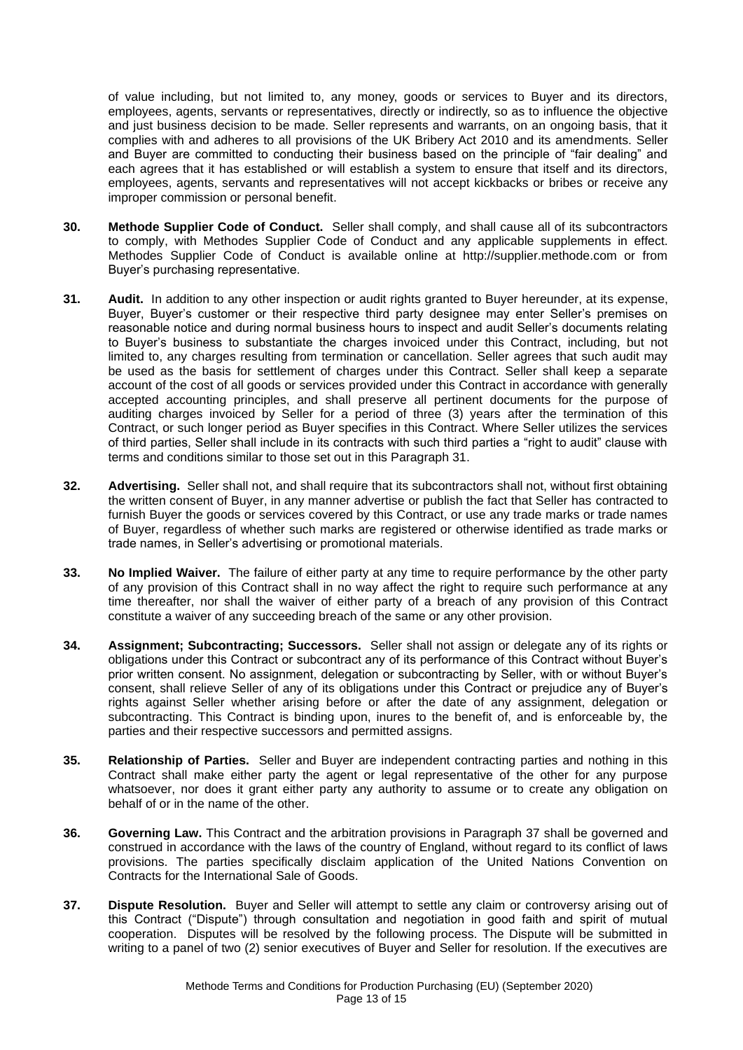of value including, but not limited to, any money, goods or services to Buyer and its directors, employees, agents, servants or representatives, directly or indirectly, so as to influence the objective and just business decision to be made. Seller represents and warrants, on an ongoing basis, that it complies with and adheres to all provisions of the UK Bribery Act 2010 and its amendments. Seller and Buyer are committed to conducting their business based on the principle of "fair dealing" and each agrees that it has established or will establish a system to ensure that itself and its directors, employees, agents, servants and representatives will not accept kickbacks or bribes or receive any improper commission or personal benefit.

**30. Methode Supplier Code of Conduct.** Seller shall comply, and shall cause all of its subcontractors to comply, with Methodes Supplier Code of Conduct and any applicable supplements in effect. Methodes Supplier Code of Conduct is available online at http://supplier.methode.com or from Buyer's purchasing representative.

**31. Audit.** In addition to any other inspection or audit rights granted to Buyer hereunder, at its expense, Buyer, Buyer's customer or their respective third party designee may enter Seller's premises on reasonable notice and during normal business hours to inspect and audit Seller's documents relating to Buyer's business to substantiate the charges invoiced under this Contract, including, but not limited to, any charges resulting from termination or cancellation. Seller agrees that such audit may be used as the basis for settlement of charges under this Contract. Seller shall keep a separate account of the cost of all goods or services provided under this Contract in accordance with generally accepted accounting principles, and shall preserve all pertinent documents for the purpose of auditing charges invoiced by Seller for a period of three (3) years after the termination of this Contract, or such longer period as Buyer specifies in this Contract. Where Seller utilizes the services of third parties, Seller shall include in its contracts with such third parties a "right to audit" clause with terms and conditions similar to those set out in this Paragraph 31.

**32. Advertising.** Seller shall not, and shall require that its subcontractors shall not, without first obtaining the written consent of Buyer, in any manner advertise or publish the fact that Seller has contracted to furnish Buyer the goods or services covered by this Contract, or use any trade marks or trade names of Buyer, regardless of whether such marks are registered or otherwise identified as trade marks or trade names, in Seller's advertising or promotional materials.

**33. No Implied Waiver.** The failure of either party at any time to require performance by the other party of any provision of this Contract shall in no way affect the right to require such performance at any time thereafter, nor shall the waiver of either party of a breach of any provision of this Contract constitute a waiver of any succeeding breach of the same or any other provision.

**34. Assignment; Subcontracting; Successors.** Seller shall not assign or delegate any of its rights or obligations under this Contract or subcontract any of its performance of this Contract without Buyer's prior written consent. No assignment, delegation or subcontracting by Seller, with or without Buyer's consent, shall relieve Seller of any of its obligations under this Contract or prejudice any of Buyer's rights against Seller whether arising before or after the date of any assignment, delegation or subcontracting. This Contract is binding upon, inures to the benefit of, and is enforceable by, the parties and their respective successors and permitted assigns.

**35. Relationship of Parties.** Seller and Buyer are independent contracting parties and nothing in this Contract shall make either party the agent or legal representative of the other for any purpose whatsoever, nor does it grant either party any authority to assume or to create any obligation on behalf of or in the name of the other.

**36. Governing Law.** This Contract and the arbitration provisions in Paragraph 37 shall be governed and construed in accordance with the laws of the country of England, without regard to its conflict of laws provisions. The parties specifically disclaim application of the United Nations Convention on Contracts for the International Sale of Goods.

**37. Dispute Resolution.** Buyer and Seller will attempt to settle any claim or controversy arising out of this Contract ("Dispute") through consultation and negotiation in good faith and spirit of mutual cooperation. Disputes will be resolved by the following process. The Dispute will be submitted in writing to a panel of two (2) senior executives of Buyer and Seller for resolution. If the executives are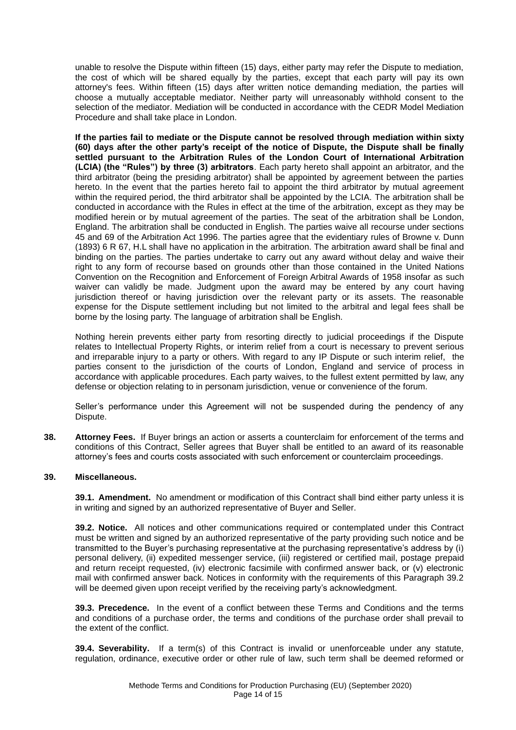unable to resolve the Dispute within fifteen (15) days, either party may refer the Dispute to mediation, the cost of which will be shared equally by the parties, except that each party will pay its own attorney's fees. Within fifteen (15) days after written notice demanding mediation, the parties will choose a mutually acceptable mediator. Neither party will unreasonably withhold consent to the selection of the mediator. Mediation will be conducted in accordance with the CEDR Model Mediation Procedure and shall take place in London.

**If the parties fail to mediate or the Dispute cannot be resolved through mediation within sixty (60) days after the other party's receipt of the notice of Dispute, the Dispute shall be finally settled pursuant to the Arbitration Rules of the London Court of International Arbitration (LCIA) (the "Rules") by three (3) arbitrators**. Each party hereto shall appoint an arbitrator, and the third arbitrator (being the presiding arbitrator) shall be appointed by agreement between the parties hereto. In the event that the parties hereto fail to appoint the third arbitrator by mutual agreement within the required period, the third arbitrator shall be appointed by the LCIA. The arbitration shall be conducted in accordance with the Rules in effect at the time of the arbitration, except as they may be modified herein or by mutual agreement of the parties. The seat of the arbitration shall be London, England. The arbitration shall be conducted in English. The parties waive all recourse under sections 45 and 69 of the Arbitration Act 1996. The parties agree that the evidentiary rules of Browne v. Dunn (1893) 6 R 67, H.L shall have no application in the arbitration. The arbitration award shall be final and binding on the parties. The parties undertake to carry out any award without delay and waive their right to any form of recourse based on grounds other than those contained in the United Nations Convention on the Recognition and Enforcement of Foreign Arbitral Awards of 1958 insofar as such waiver can validly be made. Judgment upon the award may be entered by any court having jurisdiction thereof or having jurisdiction over the relevant party or its assets. The reasonable expense for the Dispute settlement including but not limited to the arbitral and legal fees shall be borne by the losing party. The language of arbitration shall be English.

Nothing herein prevents either party from resorting directly to judicial proceedings if the Dispute relates to Intellectual Property Rights, or interim relief from a court is necessary to prevent serious and irreparable injury to a party or others. With regard to any IP Dispute or such interim relief, the parties consent to the jurisdiction of the courts of London, England and service of process in accordance with applicable procedures. Each party waives, to the fullest extent permitted by law, any defense or objection relating to in personam jurisdiction, venue or convenience of the forum.

Seller's performance under this Agreement will not be suspended during the pendency of any Dispute.

**38. Attorney Fees.** If Buyer brings an action or asserts a counterclaim for enforcement of the terms and conditions of this Contract, Seller agrees that Buyer shall be entitled to an award of its reasonable attorney's fees and courts costs associated with such enforcement or counterclaim proceedings.

**39. Miscellaneous.**

**39.1. Amendment.** No amendment or modification of this Contract shall bind either party unless it is in writing and signed by an authorized representative of Buyer and Seller.

**39.2. Notice.** All notices and other communications required or contemplated under this Contract must be written and signed by an authorized representative of the party providing such notice and be transmitted to the Buyer's purchasing representative at the purchasing representative's address by (i) personal delivery, (ii) expedited messenger service, (iii) registered or certified mail, postage prepaid and return receipt requested, (iv) electronic facsimile with confirmed answer back, or (v) electronic mail with confirmed answer back. Notices in conformity with the requirements of this Paragraph 39.2 will be deemed given upon receipt verified by the receiving party's acknowledgment.

**39.3. Precedence.** In the event of a conflict between these Terms and Conditions and the terms and conditions of a purchase order, the terms and conditions of the purchase order shall prevail to the extent of the conflict.

**39.4. Severability.** If a term(s) of this Contract is invalid or unenforceable under any statute, regulation, ordinance, executive order or other rule of law, such term shall be deemed reformed or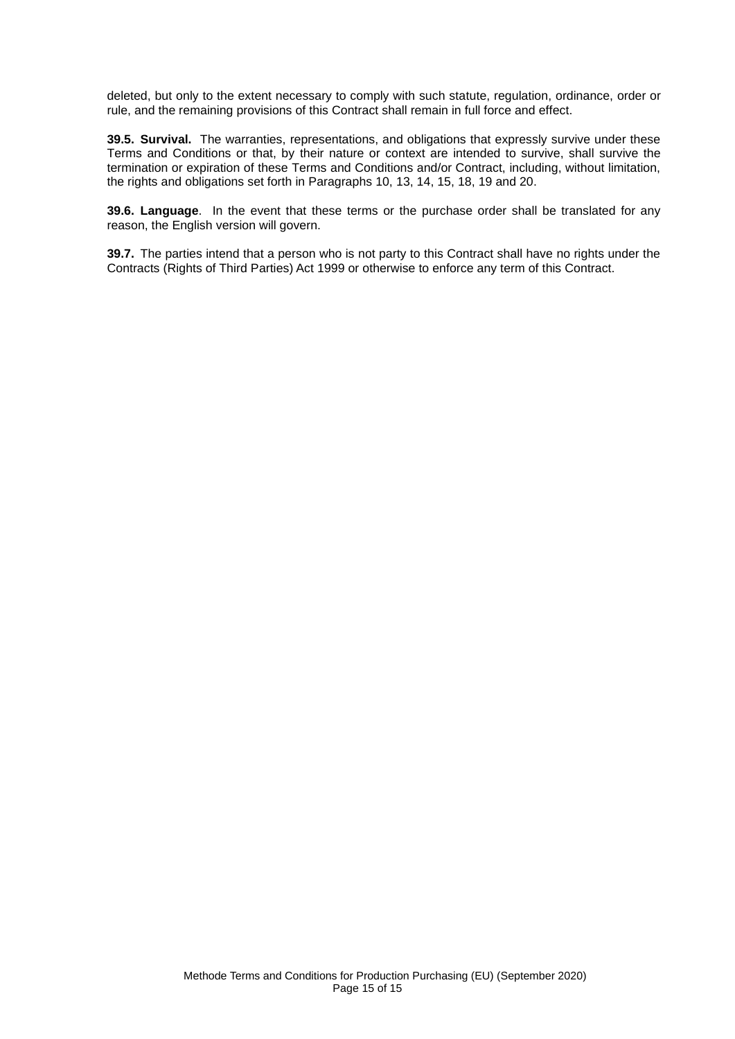deleted, but only to the extent necessary to comply with such statute, regulation, ordinance, order or rule, and the remaining provisions of this Contract shall remain in full force and effect.

**39.5. Survival.** The warranties, representations, and obligations that expressly survive under these Terms and Conditions or that, by their nature or context are intended to survive, shall survive the termination or expiration of these Terms and Conditions and/or Contract, including, without limitation, the rights and obligations set forth in Paragraphs 10, 13, 14, 15, 18, 19 and 20.

**39.6. Language**. In the event that these terms or the purchase order shall be translated for any reason, the English version will govern.

**39.7.** The parties intend that a person who is not party to this Contract shall have no rights under the Contracts (Rights of Third Parties) Act 1999 or otherwise to enforce any term of this Contract.